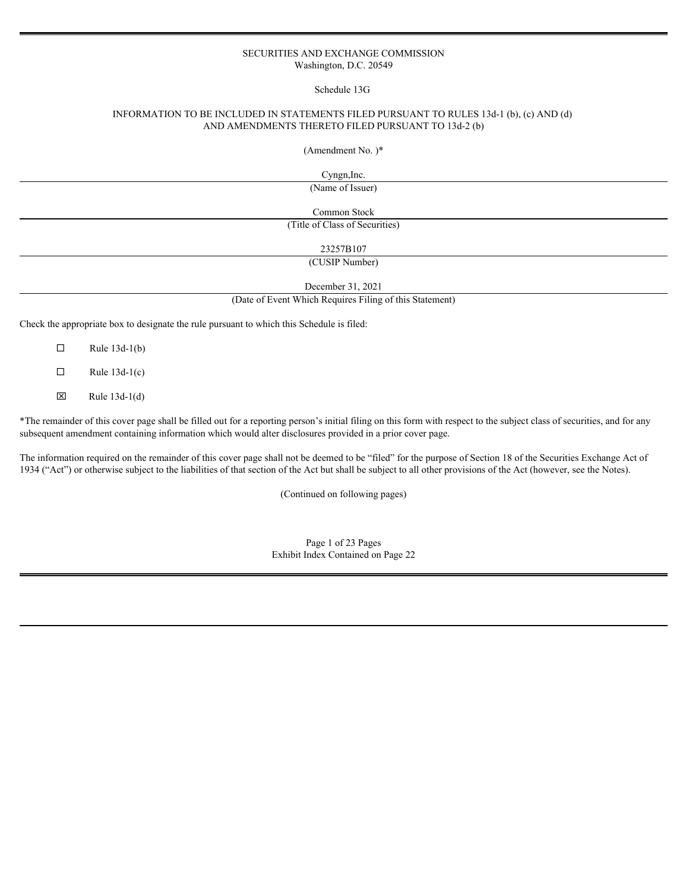SECURITIES AND EXCHANGE COMMISSION
Washington, D.C. 20549

Schedule 13G

INFORMATION TO BE INCLUDED IN STATEMENTS FILED PURSUANT TO RULES 13d-1 (b), (c) AND (d)
AND AMENDMENTS THERETO FILED PURSUANT TO 13d-2 (b)

(Amendment No. )*

Cyngn,Inc.

(Name of Issuer)

Common Stock

(Title of Class of Securities)

23257B107

(CUSIP Number)

December 31, 2021

(Date of Event Which Requires Filing of this Statement)

Check the appropriate box to designate the rule pursuant to which this Schedule is filed:

☐ Rule 13d-1(b)

☐ Rule 13d-1(c)

☒ Rule 13d-1(d)

*The remainder of this cover page shall be filled out for a reporting person's initial filing on this form with respect to the subject class of securities, and for any subsequent amendment containing information which would alter disclosures provided in a prior cover page.

The information required on the remainder of this cover page shall not be deemed to be "filed" for the purpose of Section 18 of the Securities Exchange Act of 1934 ("Act") or otherwise subject to the liabilities of that section of the Act but shall be subject to all other provisions of the Act (however, see the Notes).

(Continued on following pages)

Exhibit Index Contained on Page 22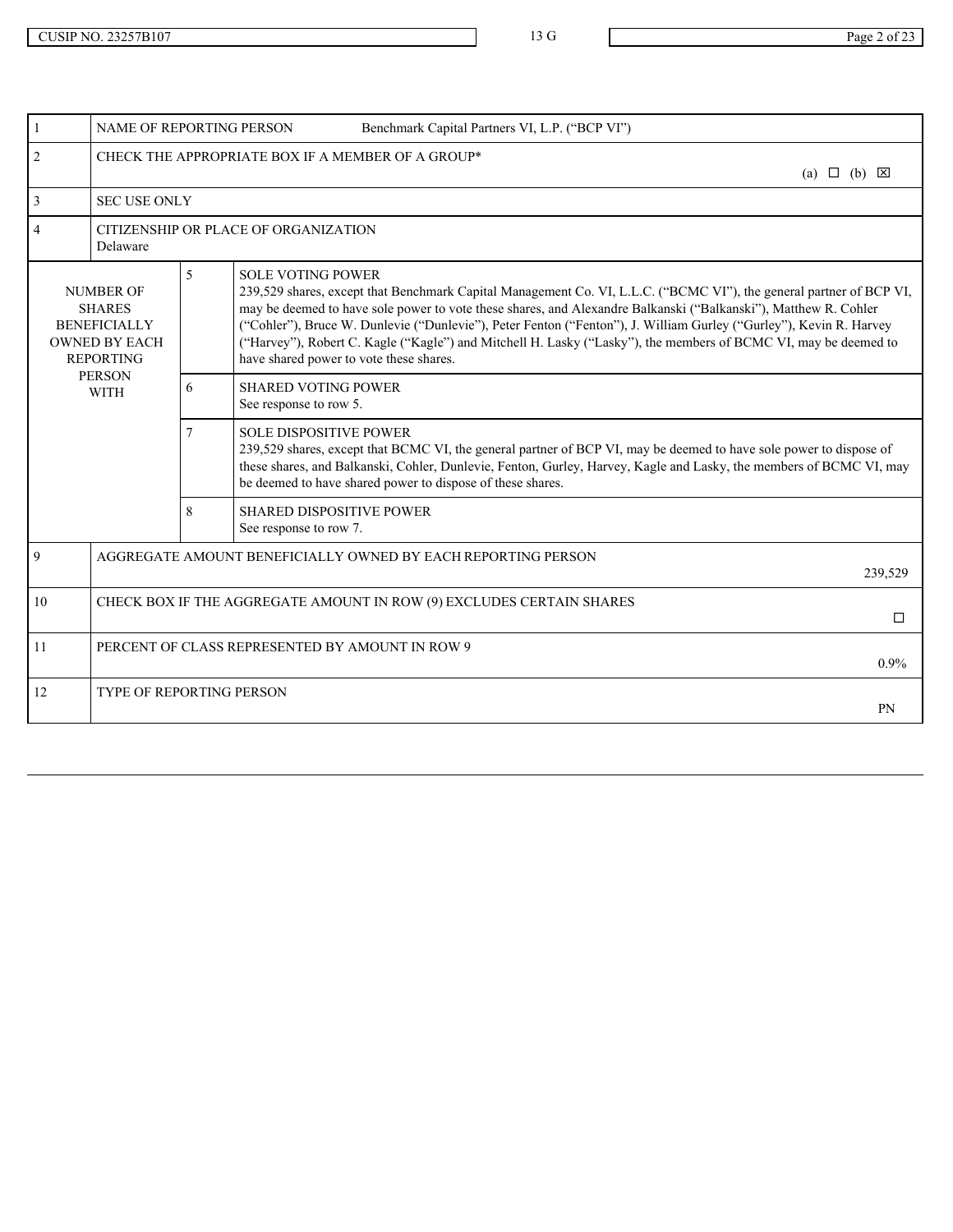| | | | |
|---|---|---|---|
| 1 | NAME OF REPORTING PERSON Benchmark Capital Partners VI, L.P. (“BCP VI”) | | |
| 2 | CHECK THE APPROPRIATE BOX IF A MEMBER OF A GROUP* (a) ☐ (b) ☒ | | |
| 3 | SEC USE ONLY | | |
| 4 | CITIZENSHIP OR PLACE OF ORGANIZATION<br>Delaware | | |
| NUMBER OF SHARES BENEFICIALLY OWNED BY EACH REPORTING PERSON WITH | | 5 | SOLE VOTING POWER<br>239,529 shares, except that Benchmark Capital Management Co. VI, L.L.C. (“BCMC VI”), the general partner of BCP VI, may be deemed to have sole power to vote these shares, and Alexandre Balkanski (“Balkanski”), Matthew R. Cohler (“Cohler”), Bruce W. Dunlevie (“Dunlevie”), Peter Fenton (“Fenton”), J. William Gurley (“Gurley”), Kevin R. Harvey (“Harvey”), Robert C. Kagle (“Kagle”) and Mitchell H. Lasky (“Lasky”), the members of BCMC VI, may be deemed to have shared power to vote these shares. |
| | | 6 | SHARED VOTING POWER<br>See response to row 5. |
| | | 7 | SOLE DISPOSITIVE POWER<br>239,529 shares, except that BCMC VI, the general partner of BCP VI, may be deemed to have sole power to dispose of these shares, and Balkanski, Cohler, Dunlevie, Fenton, Gurley, Harvey, Kagle and Lasky, the members of BCMC VI, may be deemed to have shared power to dispose of these shares. |
| | | 8 | SHARED DISPOSITIVE POWER<br>See response to row 7. |
| 9 | AGGREGATE AMOUNT BENEFICIALLY OWNED BY EACH REPORTING PERSON | | 239,529 |
| 10 | CHECK BOX IF THE AGGREGATE AMOUNT IN ROW (9) EXCLUDES CERTAIN SHARES | | ☐ |
| 11 | PERCENT OF CLASS REPRESENTED BY AMOUNT IN ROW 9 | | 0.9% |
| 12 | TYPE OF REPORTING PERSON | | PN |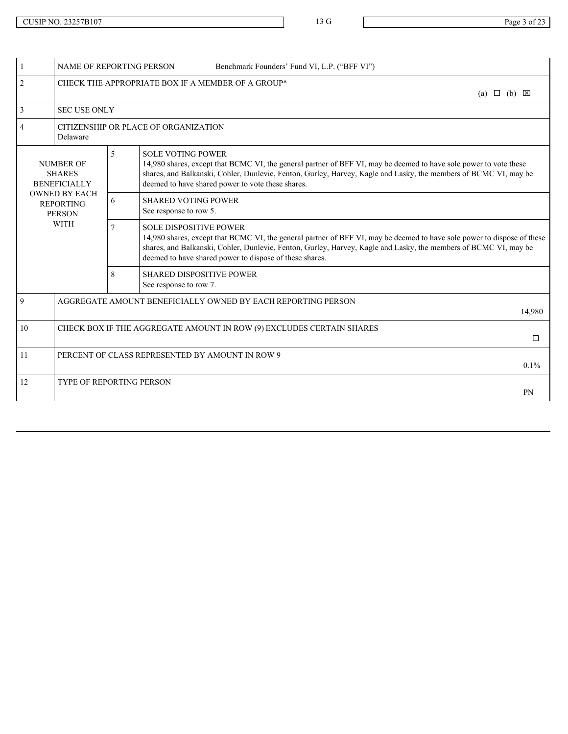CUSIP NO. 23257B107 | 13 G

| 1 | NAME OF REPORTING PERSON Benchmark Founders' Fund VI, L.P. ("BFF VI") | | |
|---|---|---|---|
| 2 | CHECK THE APPROPRIATE BOX IF A MEMBER OF A GROUP* (a) ☐ (b) ☒ | | |
| 3 | SEC USE ONLY | | |
| 4 | CITIZENSHIP OR PLACE OF ORGANIZATION<br>Delaware | | |
| NUMBER OF SHARES BENEFICIALLY OWNED BY EACH REPORTING PERSON WITH | | 5 | SOLE VOTING POWER<br>14,980 shares, except that BCMC VI, the general partner of BFF VI, may be deemed to have sole power to vote these shares, and Balkanski, Cohler, Dunlevie, Fenton, Gurley, Harvey, Kagle and Lasky, the members of BCMC VI, may be deemed to have shared power to vote these shares. |
| | | 6 | SHARED VOTING POWER<br>See response to row 5. |
| | | 7 | SOLE DISPOSITIVE POWER<br>14,980 shares, except that BCMC VI, the general partner of BFF VI, may be deemed to have sole power to dispose of these shares, and Balkanski, Cohler, Dunlevie, Fenton, Gurley, Harvey, Kagle and Lasky, the members of BCMC VI, may be deemed to have shared power to dispose of these shares. |
| | | 8 | SHARED DISPOSITIVE POWER<br>See response to row 7. |
| 9 | AGGREGATE AMOUNT BENEFICIALLY OWNED BY EACH REPORTING PERSON<br>14,980 | | |
| 10 | CHECK BOX IF THE AGGREGATE AMOUNT IN ROW (9) EXCLUDES CERTAIN SHARES ☐ | | |
| 11 | PERCENT OF CLASS REPRESENTED BY AMOUNT IN ROW 9<br>0.1% | | |
| 12 | TYPE OF REPORTING PERSON<br>PN | | |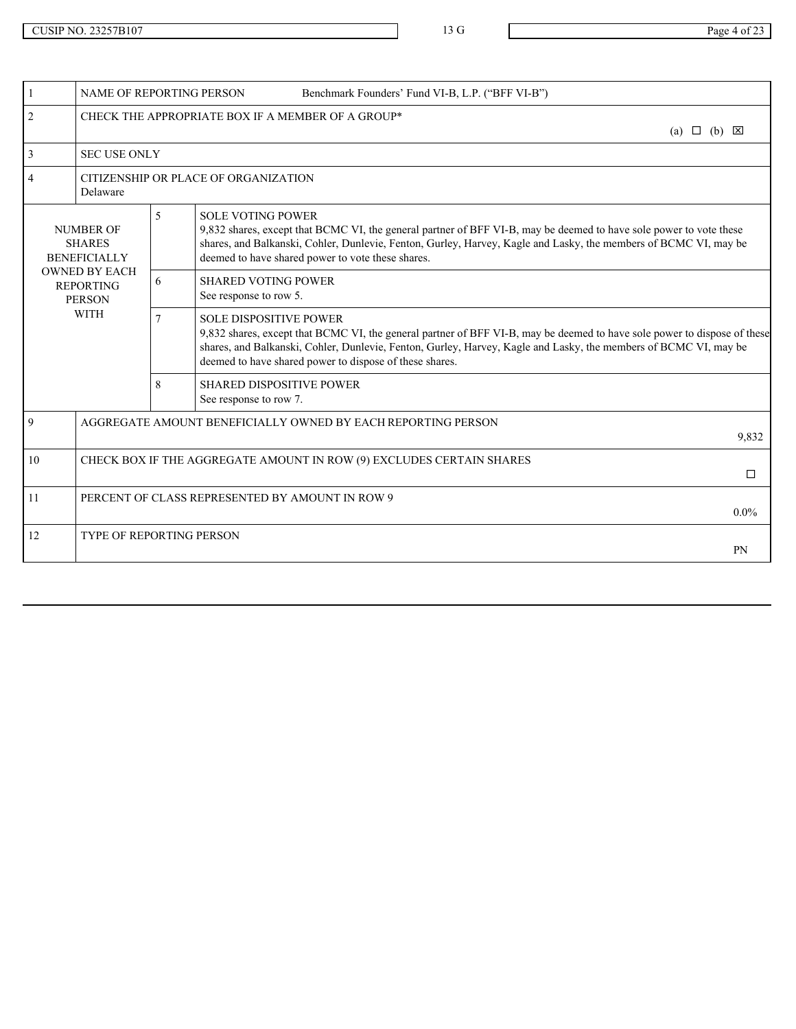| | | | |
|---|---|---|---|
| 1 | NAME OF REPORTING PERSON Benchmark Founders’ Fund VI-B, L.P. (“BFF VI-B”) | | |
| 2 | CHECK THE APPROPRIATE BOX IF A MEMBER OF A GROUP* (a) ☐ (b) ☒ | | |
| 3 | SEC USE ONLY | | |
| 4 | CITIZENSHIP OR PLACE OF ORGANIZATION<br>Delaware | | |
| NUMBER OF SHARES BENEFICIALLY OWNED BY EACH REPORTING PERSON WITH | | 5 | SOLE VOTING POWER<br>9,832 shares, except that BCMC VI, the general partner of BFF VI-B, may be deemed to have sole power to vote these shares, and Balkanski, Cohler, Dunlevie, Fenton, Gurley, Harvey, Kagle and Lasky, the members of BCMC VI, may be deemed to have shared power to vote these shares. |
| | | 6 | SHARED VOTING POWER<br>See response to row 5. |
| | | 7 | SOLE DISPOSITIVE POWER<br>9,832 shares, except that BCMC VI, the general partner of BFF VI-B, may be deemed to have sole power to dispose of these shares, and Balkanski, Cohler, Dunlevie, Fenton, Gurley, Harvey, Kagle and Lasky, the members of BCMC VI, may be deemed to have shared power to dispose of these shares. |
| | | 8 | SHARED DISPOSITIVE POWER<br>See response to row 7. |
| 9 | AGGREGATE AMOUNT BENEFICIALLY OWNED BY EACH REPORTING PERSON | | 9,832 |
| 10 | CHECK BOX IF THE AGGREGATE AMOUNT IN ROW (9) EXCLUDES CERTAIN SHARES | | ☐ |
| 11 | PERCENT OF CLASS REPRESENTED BY AMOUNT IN ROW 9 | | 0.0% |
| 12 | TYPE OF REPORTING PERSON | | PN |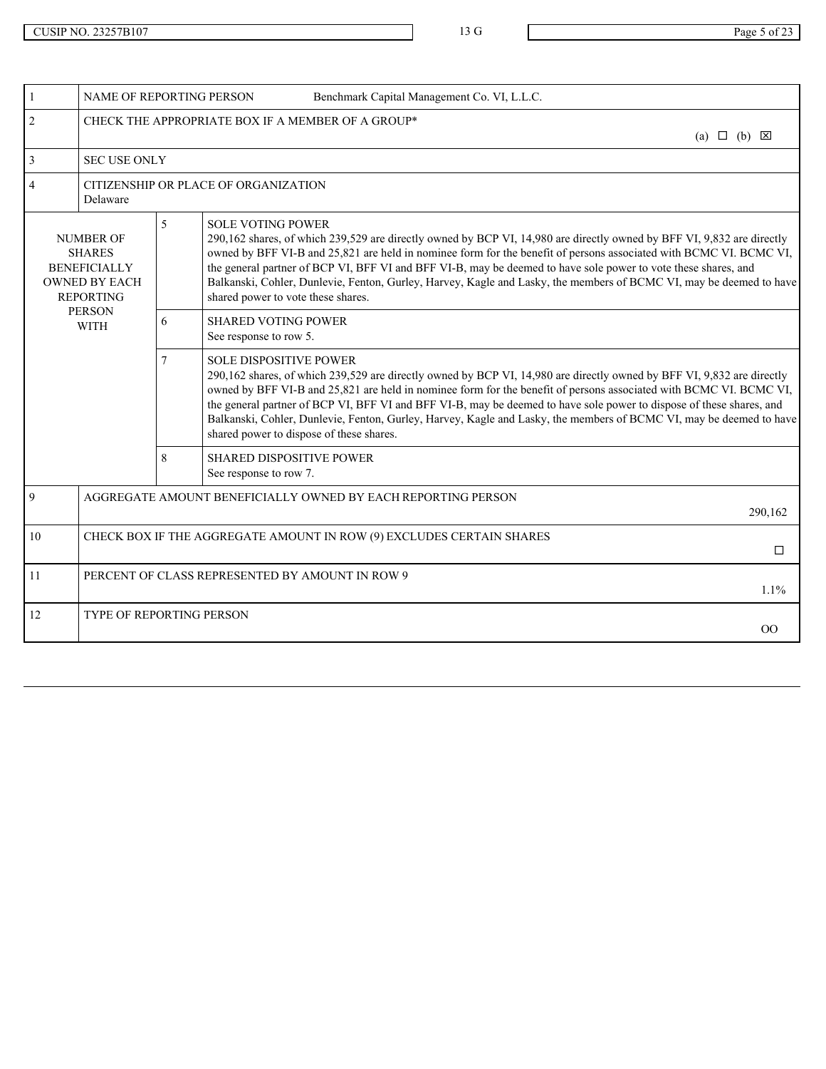| | | | |
|---|---|---|---|
| 1 | NAME OF REPORTING PERSON Benchmark Capital Management Co. VI, L.L.C. | | |
| 2 | CHECK THE APPROPRIATE BOX IF A MEMBER OF A GROUP* (a) ☐ (b) ☒ | | |
| 3 | SEC USE ONLY | | |
| 4 | CITIZENSHIP OR PLACE OF ORGANIZATION Delaware | | |
| NUMBER OF SHARES BENEFICIALLY OWNED BY EACH REPORTING PERSON WITH | | 5 | SOLE VOTING POWER 290,162 shares, of which 239,529 are directly owned by BCP VI, 14,980 are directly owned by BFF VI, 9,832 are directly owned by BFF VI-B and 25,821 are held in nominee form for the benefit of persons associated with BCMC VI. BCMC VI, the general partner of BCP VI, BFF VI and BFF VI-B, may be deemed to have sole power to vote these shares, and Balkanski, Cohler, Dunlevie, Fenton, Gurley, Harvey, Kagle and Lasky, the members of BCMC VI, may be deemed to have shared power to vote these shares. |
| | | 6 | SHARED VOTING POWER See response to row 5. |
| | | 7 | SOLE DISPOSITIVE POWER 290,162 shares, of which 239,529 are directly owned by BCP VI, 14,980 are directly owned by BFF VI, 9,832 are directly owned by BFF VI-B and 25,821 are held in nominee form for the benefit of persons associated with BCMC VI. BCMC VI, the general partner of BCP VI, BFF VI and BFF VI-B, may be deemed to have sole power to dispose of these shares, and Balkanski, Cohler, Dunlevie, Fenton, Gurley, Harvey, Kagle and Lasky, the members of BCMC VI, may be deemed to have shared power to dispose of these shares. |
| | | 8 | SHARED DISPOSITIVE POWER See response to row 7. |
| 9 | AGGREGATE AMOUNT BENEFICIALLY OWNED BY EACH REPORTING PERSON 290,162 | | |
| 10 | CHECK BOX IF THE AGGREGATE AMOUNT IN ROW (9) EXCLUDES CERTAIN SHARES ☐ | | |
| 11 | PERCENT OF CLASS REPRESENTED BY AMOUNT IN ROW 9 1.1% | | |
| 12 | TYPE OF REPORTING PERSON OO | | |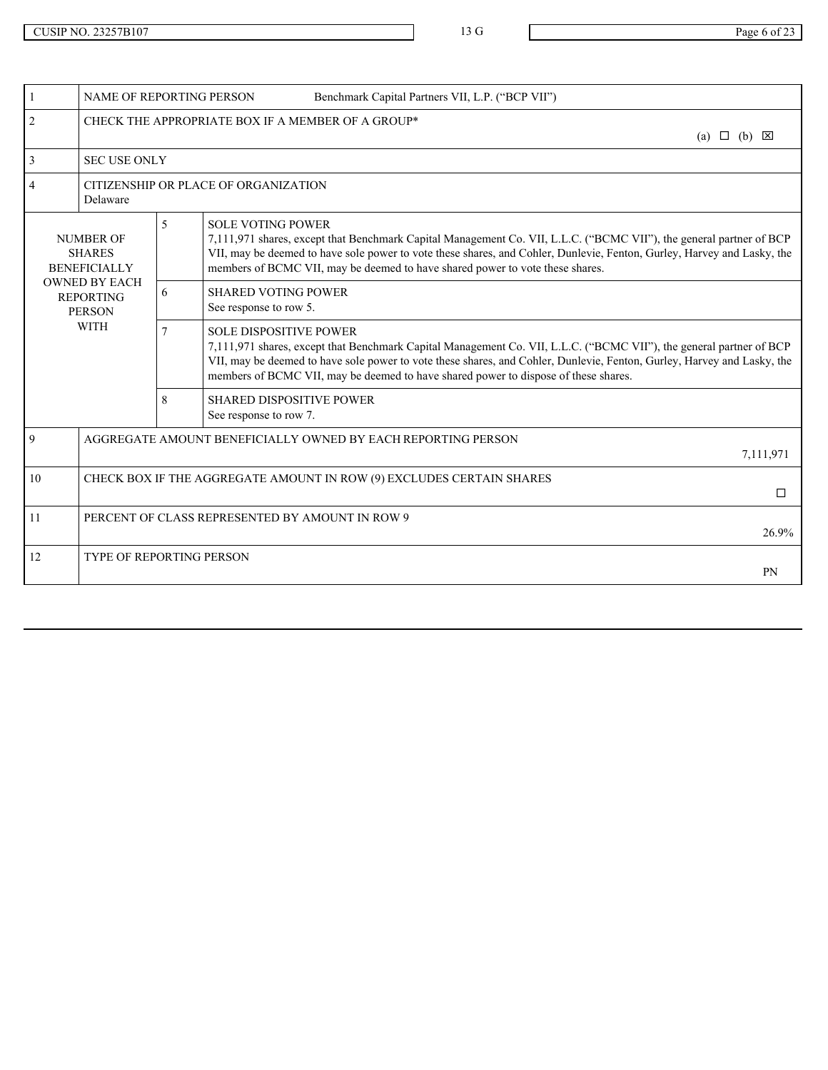| | | | |
|---|---|---|---|
| 1 | NAME OF REPORTING PERSON Benchmark Capital Partners VII, L.P. ("BCP VII") | | |
| 2 | CHECK THE APPROPRIATE BOX IF A MEMBER OF A GROUP* (a) ☐ (b) ☒ | | |
| 3 | SEC USE ONLY | | |
| 4 | CITIZENSHIP OR PLACE OF ORGANIZATION<br>Delaware | | |
| NUMBER OF SHARES BENEFICIALLY OWNED BY EACH REPORTING PERSON WITH | | 5 | SOLE VOTING POWER<br>7,111,971 shares, except that Benchmark Capital Management Co. VII, L.L.C. ("BCMC VII"), the general partner of BCP VII, may be deemed to have sole power to vote these shares, and Cohler, Dunlevie, Fenton, Gurley, Harvey and Lasky, the members of BCMC VII, may be deemed to have shared power to vote these shares. |
| | | 6 | SHARED VOTING POWER<br>See response to row 5. |
| | | 7 | SOLE DISPOSITIVE POWER<br>7,111,971 shares, except that Benchmark Capital Management Co. VII, L.L.C. ("BCMC VII"), the general partner of BCP VII, may be deemed to have sole power to vote these shares, and Cohler, Dunlevie, Fenton, Gurley, Harvey and Lasky, the members of BCMC VII, may be deemed to have shared power to dispose of these shares. |
| | | 8 | SHARED DISPOSITIVE POWER<br>See response to row 7. |
| 9 | AGGREGATE AMOUNT BENEFICIALLY OWNED BY EACH REPORTING PERSON<br>7,111,971 | | |
| 10 | CHECK BOX IF THE AGGREGATE AMOUNT IN ROW (9) EXCLUDES CERTAIN SHARES ☐ | | |
| 11 | PERCENT OF CLASS REPRESENTED BY AMOUNT IN ROW 9<br>26.9% | | |
| 12 | TYPE OF REPORTING PERSON<br>PN | | |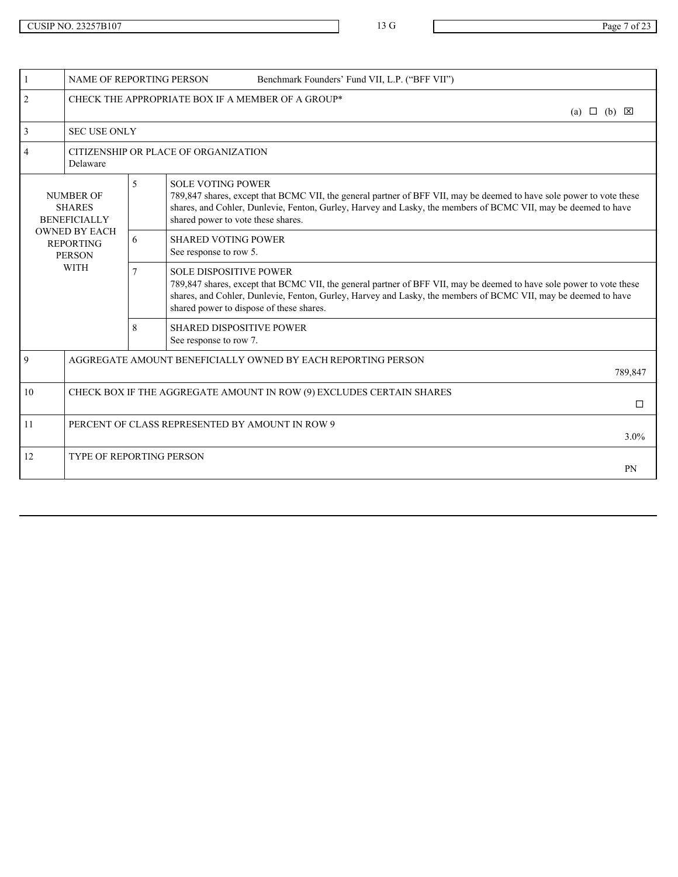| CUSIP NO. 23257B107 | 13 G |
|---|---|

| 1 | NAME OF REPORTING PERSON Benchmark Founders' Fund VII, L.P. ("BFF VII") | |
|---|---|---|
| 2 | CHECK THE APPROPRIATE BOX IF A MEMBER OF A GROUP* | (a) ☐ (b) ☒ |
| 3 | SEC USE ONLY | |
| 4 | CITIZENSHIP OR PLACE OF ORGANIZATION<br>Delaware | |
| NUMBER OF SHARES BENEFICIALLY OWNED BY EACH REPORTING PERSON WITH | 5 | SOLE VOTING POWER<br>789,847 shares, except that BCMC VII, the general partner of BFF VII, may be deemed to have sole power to vote these shares, and Cohler, Dunlevie, Fenton, Gurley, Harvey and Lasky, the members of BCMC VII, may be deemed to have shared power to vote these shares. |
| | 6 | SHARED VOTING POWER<br>See response to row 5. |
| | 7 | SOLE DISPOSITIVE POWER<br>789,847 shares, except that BCMC VII, the general partner of BFF VII, may be deemed to have sole power to vote these shares, and Cohler, Dunlevie, Fenton, Gurley, Harvey and Lasky, the members of BCMC VII, may be deemed to have shared power to dispose of these shares. |
| | 8 | SHARED DISPOSITIVE POWER<br>See response to row 7. |
| 9 | AGGREGATE AMOUNT BENEFICIALLY OWNED BY EACH REPORTING PERSON | 789,847 |
| 10 | CHECK BOX IF THE AGGREGATE AMOUNT IN ROW (9) EXCLUDES CERTAIN SHARES | ☐ |
| 11 | PERCENT OF CLASS REPRESENTED BY AMOUNT IN ROW 9 | 3.0% |
| 12 | TYPE OF REPORTING PERSON | PN |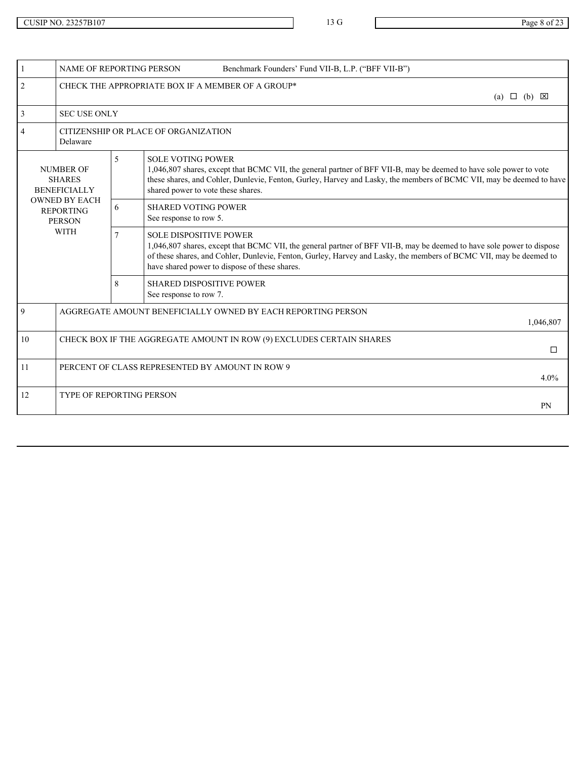| | | | |
|---|---|---|---|
| 1 | NAME OF REPORTING PERSON Benchmark Founders' Fund VII-B, L.P. ("BFF VII-B") | | |
| 2 | CHECK THE APPROPRIATE BOX IF A MEMBER OF A GROUP* (a) ☐ (b) ☒ | | |
| 3 | SEC USE ONLY | | |
| 4 | CITIZENSHIP OR PLACE OF ORGANIZATION<br>Delaware | | |
| NUMBER OF SHARES BENEFICIALLY OWNED BY EACH REPORTING PERSON WITH | | 5 | SOLE VOTING POWER<br>1,046,807 shares, except that BCMC VII, the general partner of BFF VII-B, may be deemed to have sole power to vote these shares, and Cohler, Dunlevie, Fenton, Gurley, Harvey and Lasky, the members of BCMC VII, may be deemed to have shared power to vote these shares. |
| | | 6 | SHARED VOTING POWER<br>See response to row 5. |
| | | 7 | SOLE DISPOSITIVE POWER<br>1,046,807 shares, except that BCMC VII, the general partner of BFF VII-B, may be deemed to have sole power to dispose of these shares, and Cohler, Dunlevie, Fenton, Gurley, Harvey and Lasky, the members of BCMC VII, may be deemed to have shared power to dispose of these shares. |
| | | 8 | SHARED DISPOSITIVE POWER<br>See response to row 7. |
| 9 | AGGREGATE AMOUNT BENEFICIALLY OWNED BY EACH REPORTING PERSON<br>1,046,807 | | |
| 10 | CHECK BOX IF THE AGGREGATE AMOUNT IN ROW (9) EXCLUDES CERTAIN SHARES<br>☐ | | |
| 11 | PERCENT OF CLASS REPRESENTED BY AMOUNT IN ROW 9<br>4.0% | | |
| 12 | TYPE OF REPORTING PERSON<br>PN | | |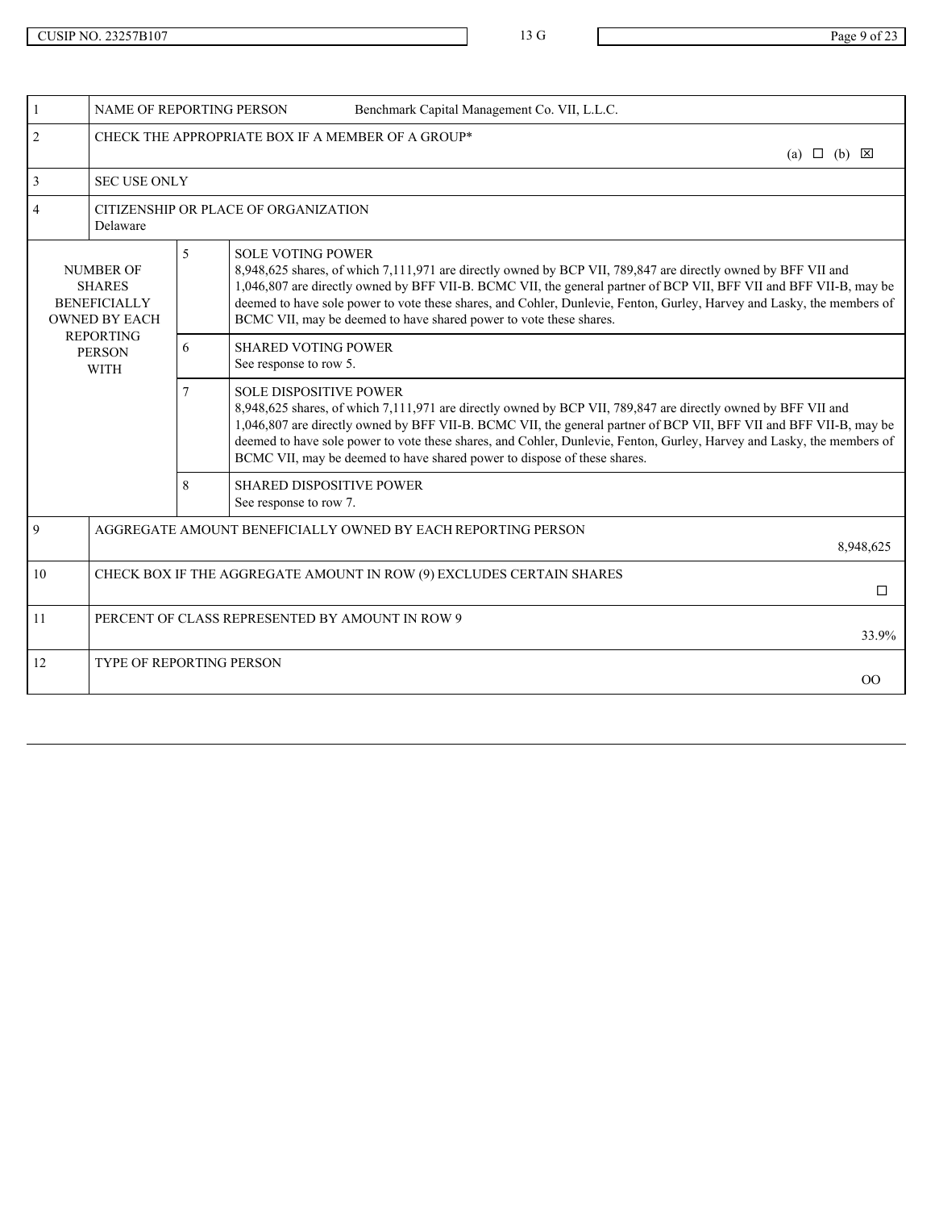CUSIP NO. 23257B107 | 13 G

| | | | |
|---|---|---|---|
| 1 | NAME OF REPORTING PERSON Benchmark Capital Management Co. VII, L.L.C. | | |
| 2 | CHECK THE APPROPRIATE BOX IF A MEMBER OF A GROUP* (a) ☐ (b) ☒ | | |
| 3 | SEC USE ONLY | | |
| 4 | CITIZENSHIP OR PLACE OF ORGANIZATION<br>Delaware | | |
| NUMBER OF SHARES BENEFICIALLY OWNED BY EACH REPORTING PERSON WITH | | 5 | SOLE VOTING POWER<br>8,948,625 shares, of which 7,111,971 are directly owned by BCP VII, 789,847 are directly owned by BFF VII and 1,046,807 are directly owned by BFF VII-B. BCMC VII, the general partner of BCP VII, BFF VII and BFF VII-B, may be deemed to have sole power to vote these shares, and Cohler, Dunlevie, Fenton, Gurley, Harvey and Lasky, the members of BCMC VII, may be deemed to have shared power to vote these shares. |
| | | 6 | SHARED VOTING POWER<br>See response to row 5. |
| | | 7 | SOLE DISPOSITIVE POWER<br>8,948,625 shares, of which 7,111,971 are directly owned by BCP VII, 789,847 are directly owned by BFF VII and 1,046,807 are directly owned by BFF VII-B. BCMC VII, the general partner of BCP VII, BFF VII and BFF VII-B, may be deemed to have sole power to vote these shares, and Cohler, Dunlevie, Fenton, Gurley, Harvey and Lasky, the members of BCMC VII, may be deemed to have shared power to dispose of these shares. |
| | | 8 | SHARED DISPOSITIVE POWER<br>See response to row 7. |
| 9 | AGGREGATE AMOUNT BENEFICIALLY OWNED BY EACH REPORTING PERSON 8,948,625 | | |
| 10 | CHECK BOX IF THE AGGREGATE AMOUNT IN ROW (9) EXCLUDES CERTAIN SHARES ☐ | | |
| 11 | PERCENT OF CLASS REPRESENTED BY AMOUNT IN ROW 9 33.9% | | |
| 12 | TYPE OF REPORTING PERSON OO | | |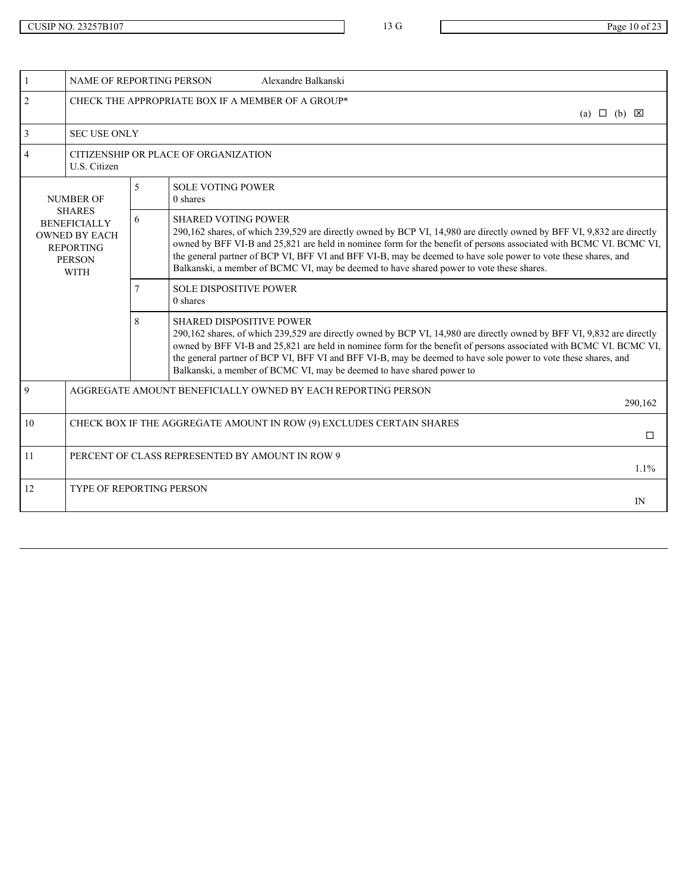CUSIP NO. 23257B107 | 13 G

| | | | |
|---|---|---|---|
| 1 | NAME OF REPORTING PERSON Alexandre Balkanski | | |
| 2 | CHECK THE APPROPRIATE BOX IF A MEMBER OF A GROUP* (a) ☐ (b) ☒ | | |
| 3 | SEC USE ONLY | | |
| 4 | CITIZENSHIP OR PLACE OF ORGANIZATION U.S. Citizen | | |
| NUMBER OF SHARES BENEFICIALLY OWNED BY EACH REPORTING PERSON WITH | | 5 | SOLE VOTING POWER 0 shares |
| | | 6 | SHARED VOTING POWER 290,162 shares, of which 239,529 are directly owned by BCP VI, 14,980 are directly owned by BFF VI, 9,832 are directly owned by BFF VI-B and 25,821 are held in nominee form for the benefit of persons associated with BCMC VI. BCMC VI, the general partner of BCP VI, BFF VI and BFF VI-B, may be deemed to have sole power to vote these shares, and Balkanski, a member of BCMC VI, may be deemed to have shared power to vote these shares. |
| | | 7 | SOLE DISPOSITIVE POWER 0 shares |
| | | 8 | SHARED DISPOSITIVE POWER 290,162 shares, of which 239,529 are directly owned by BCP VI, 14,980 are directly owned by BFF VI, 9,832 are directly owned by BFF VI-B and 25,821 are held in nominee form for the benefit of persons associated with BCMC VI. BCMC VI, the general partner of BCP VI, BFF VI and BFF VI-B, may be deemed to have sole power to vote these shares, and Balkanski, a member of BCMC VI, may be deemed to have shared power to |
| 9 | AGGREGATE AMOUNT BENEFICIALLY OWNED BY EACH REPORTING PERSON 290,162 | | |
| 10 | CHECK BOX IF THE AGGREGATE AMOUNT IN ROW (9) EXCLUDES CERTAIN SHARES ☐ | | |
| 11 | PERCENT OF CLASS REPRESENTED BY AMOUNT IN ROW 9 1.1% | | |
| 12 | TYPE OF REPORTING PERSON IN | | |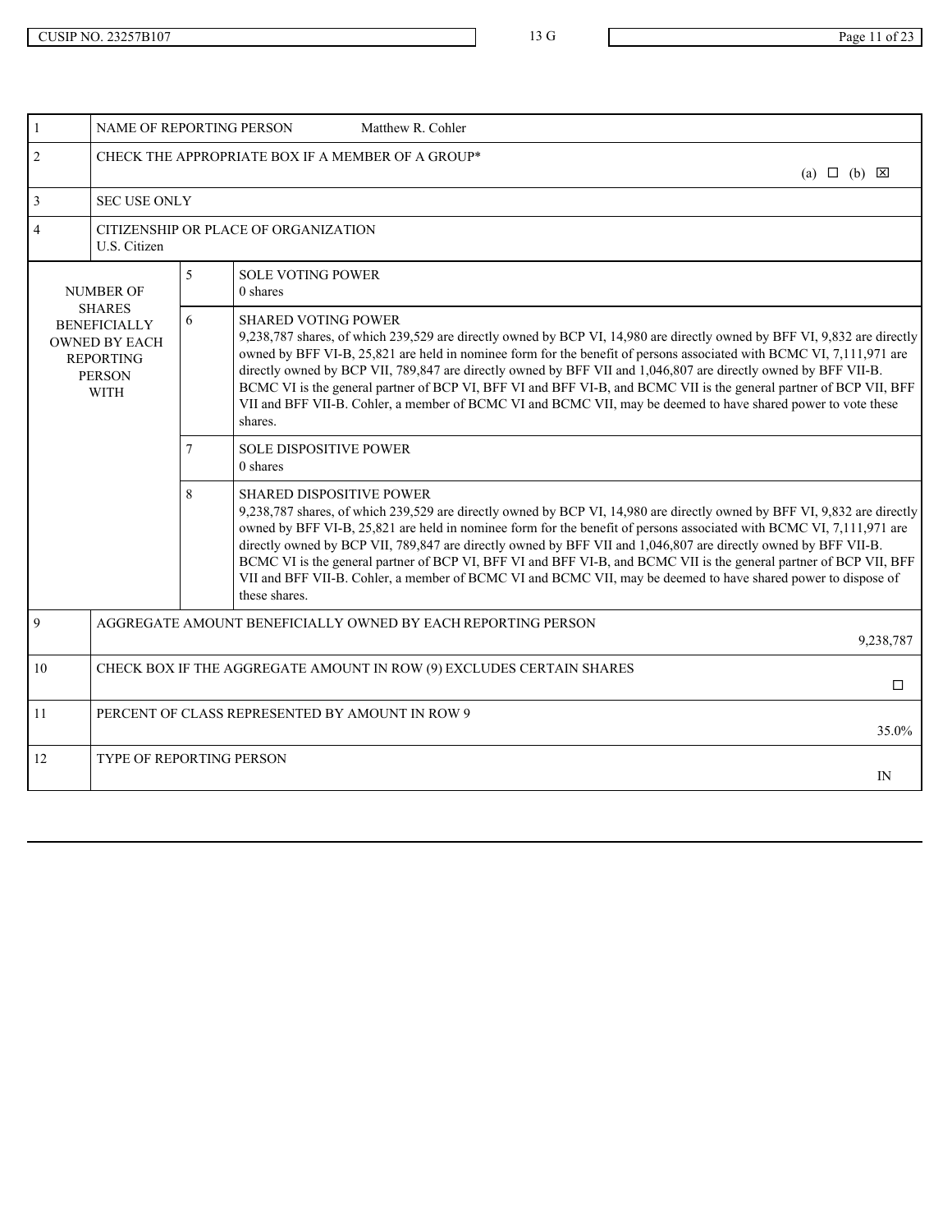| | | | |
|---|---|---|---|
| 1 | NAME OF REPORTING PERSON Matthew R. Cohler | | |
| 2 | CHECK THE APPROPRIATE BOX IF A MEMBER OF A GROUP* (a) ☐ (b) ☒ | | |
| 3 | SEC USE ONLY | | |
| 4 | CITIZENSHIP OR PLACE OF ORGANIZATION<br>U.S. Citizen | | |
| NUMBER OF SHARES BENEFICIALLY OWNED BY EACH REPORTING PERSON WITH | | 5 | SOLE VOTING POWER<br>0 shares |
| | | 6 | SHARED VOTING POWER<br>9,238,787 shares, of which 239,529 are directly owned by BCP VI, 14,980 are directly owned by BFF VI, 9,832 are directly owned by BFF VI-B, 25,821 are held in nominee form for the benefit of persons associated with BCMC VI, 7,111,971 are directly owned by BCP VII, 789,847 are directly owned by BFF VII and 1,046,807 are directly owned by BFF VII-B. BCMC VI is the general partner of BCP VI, BFF VI and BFF VI-B, and BCMC VII is the general partner of BCP VII, BFF VII and BFF VII-B. Cohler, a member of BCMC VI and BCMC VII, may be deemed to have shared power to vote these shares. |
| | | 7 | SOLE DISPOSITIVE POWER<br>0 shares |
| | | 8 | SHARED DISPOSITIVE POWER<br>9,238,787 shares, of which 239,529 are directly owned by BCP VI, 14,980 are directly owned by BFF VI, 9,832 are directly owned by BFF VI-B, 25,821 are held in nominee form for the benefit of persons associated with BCMC VI, 7,111,971 are directly owned by BCP VII, 789,847 are directly owned by BFF VII and 1,046,807 are directly owned by BFF VII-B. BCMC VI is the general partner of BCP VI, BFF VI and BFF VI-B, and BCMC VII is the general partner of BCP VII, BFF VII and BFF VII-B. Cohler, a member of BCMC VI and BCMC VII, may be deemed to have shared power to dispose of these shares. |
| 9 | AGGREGATE AMOUNT BENEFICIALLY OWNED BY EACH REPORTING PERSON<br>9,238,787 | | |
| 10 | CHECK BOX IF THE AGGREGATE AMOUNT IN ROW (9) EXCLUDES CERTAIN SHARES ☐ | | |
| 11 | PERCENT OF CLASS REPRESENTED BY AMOUNT IN ROW 9<br>35.0% | | |
| 12 | TYPE OF REPORTING PERSON<br>IN | | |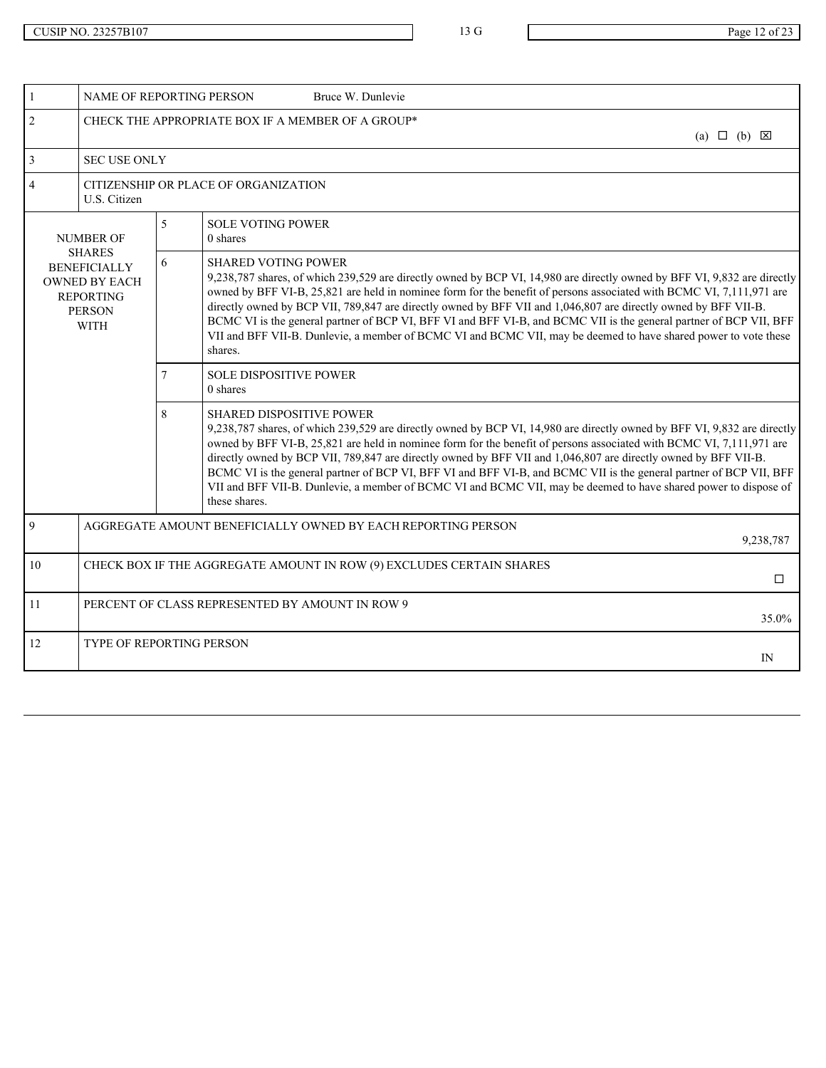CUSIP NO. 23257B107 | 13 G

| | | | |
|---|---|---|---|
| 1 | NAME OF REPORTING PERSON Bruce W. Dunlevie | | |
| 2 | CHECK THE APPROPRIATE BOX IF A MEMBER OF A GROUP* (a) ☐ (b) ☒ | | |
| 3 | SEC USE ONLY | | |
| 4 | CITIZENSHIP OR PLACE OF ORGANIZATION<br>U.S. Citizen | | |
| NUMBER OF SHARES BENEFICIALLY OWNED BY EACH REPORTING PERSON WITH | | 5 | SOLE VOTING POWER<br>0 shares |
| | | 6 | SHARED VOTING POWER<br>9,238,787 shares, of which 239,529 are directly owned by BCP VI, 14,980 are directly owned by BFF VI, 9,832 are directly owned by BFF VI-B, 25,821 are held in nominee form for the benefit of persons associated with BCMC VI, 7,111,971 are directly owned by BCP VII, 789,847 are directly owned by BFF VII and 1,046,807 are directly owned by BFF VII-B. BCMC VI is the general partner of BCP VI, BFF VI and BFF VI-B, and BCMC VII is the general partner of BCP VII, BFF VII and BFF VII-B. Dunlevie, a member of BCMC VI and BCMC VII, may be deemed to have shared power to vote these shares. |
| | | 7 | SOLE DISPOSITIVE POWER<br>0 shares |
| | | 8 | SHARED DISPOSITIVE POWER<br>9,238,787 shares, of which 239,529 are directly owned by BCP VI, 14,980 are directly owned by BFF VI, 9,832 are directly owned by BFF VI-B, 25,821 are held in nominee form for the benefit of persons associated with BCMC VI, 7,111,971 are directly owned by BCP VII, 789,847 are directly owned by BFF VII and 1,046,807 are directly owned by BFF VII-B. BCMC VI is the general partner of BCP VI, BFF VI and BFF VI-B, and BCMC VII is the general partner of BCP VII, BFF VII and BFF VII-B. Dunlevie, a member of BCMC VI and BCMC VII, may be deemed to have shared power to dispose of these shares. |
| 9 | AGGREGATE AMOUNT BENEFICIALLY OWNED BY EACH REPORTING PERSON 9,238,787 | | |
| 10 | CHECK BOX IF THE AGGREGATE AMOUNT IN ROW (9) EXCLUDES CERTAIN SHARES ☐ | | |
| 11 | PERCENT OF CLASS REPRESENTED BY AMOUNT IN ROW 9 35.0% | | |
| 12 | TYPE OF REPORTING PERSON IN | | |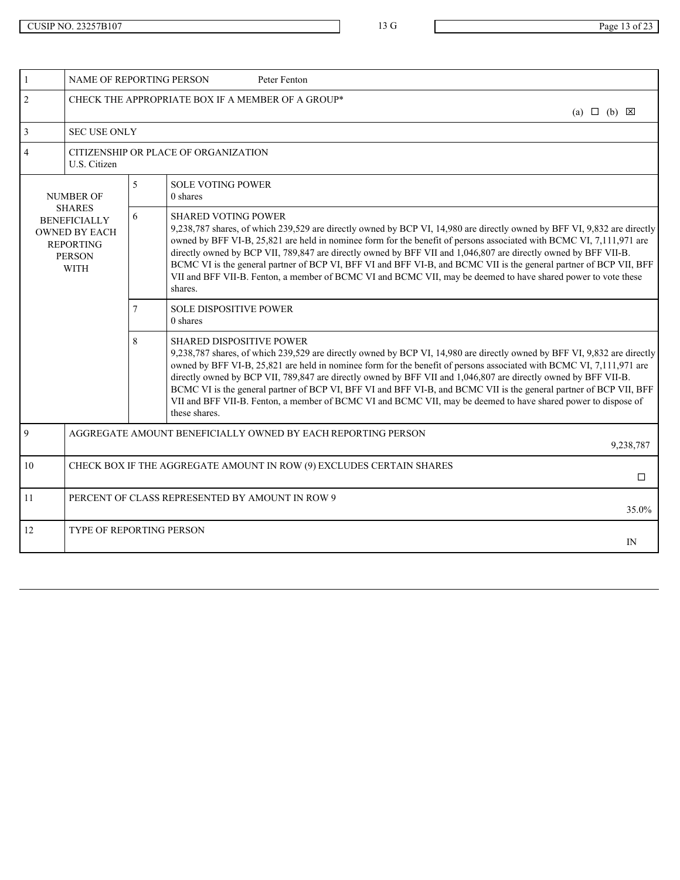CUSIP NO. 23257B107 | 13 G

| 1 | NAME OF REPORTING PERSON Peter Fenton | | |
|---|---|---|---|
| 2 | CHECK THE APPROPRIATE BOX IF A MEMBER OF A GROUP* (a) ☐ (b) ☒ | | |
| 3 | SEC USE ONLY | | |
| 4 | CITIZENSHIP OR PLACE OF ORGANIZATION U.S. Citizen | | |
| NUMBER OF SHARES BENEFICIALLY OWNED BY EACH REPORTING PERSON WITH | | 5 | SOLE VOTING POWER 0 shares |
| | | 6 | SHARED VOTING POWER 9,238,787 shares, of which 239,529 are directly owned by BCP VI, 14,980 are directly owned by BFF VI, 9,832 are directly owned by BFF VI-B, 25,821 are held in nominee form for the benefit of persons associated with BCMC VI, 7,111,971 are directly owned by BCP VII, 789,847 are directly owned by BFF VII and 1,046,807 are directly owned by BFF VII-B. BCMC VI is the general partner of BCP VI, BFF VI and BFF VI-B, and BCMC VII is the general partner of BCP VII, BFF VII and BFF VII-B. Fenton, a member of BCMC VI and BCMC VII, may be deemed to have shared power to vote these shares. |
| | | 7 | SOLE DISPOSITIVE POWER 0 shares |
| | | 8 | SHARED DISPOSITIVE POWER 9,238,787 shares, of which 239,529 are directly owned by BCP VI, 14,980 are directly owned by BFF VI, 9,832 are directly owned by BFF VI-B, 25,821 are held in nominee form for the benefit of persons associated with BCMC VI, 7,111,971 are directly owned by BCP VII, 789,847 are directly owned by BFF VII and 1,046,807 are directly owned by BFF VII-B. BCMC VI is the general partner of BCP VI, BFF VI and BFF VI-B, and BCMC VII is the general partner of BCP VII, BFF VII and BFF VII-B. Fenton, a member of BCMC VI and BCMC VII, may be deemed to have shared power to dispose of these shares. |
| 9 | AGGREGATE AMOUNT BENEFICIALLY OWNED BY EACH REPORTING PERSON 9,238,787 | | |
| 10 | CHECK BOX IF THE AGGREGATE AMOUNT IN ROW (9) EXCLUDES CERTAIN SHARES ☐ | | |
| 11 | PERCENT OF CLASS REPRESENTED BY AMOUNT IN ROW 9 35.0% | | |
| 12 | TYPE OF REPORTING PERSON IN | | |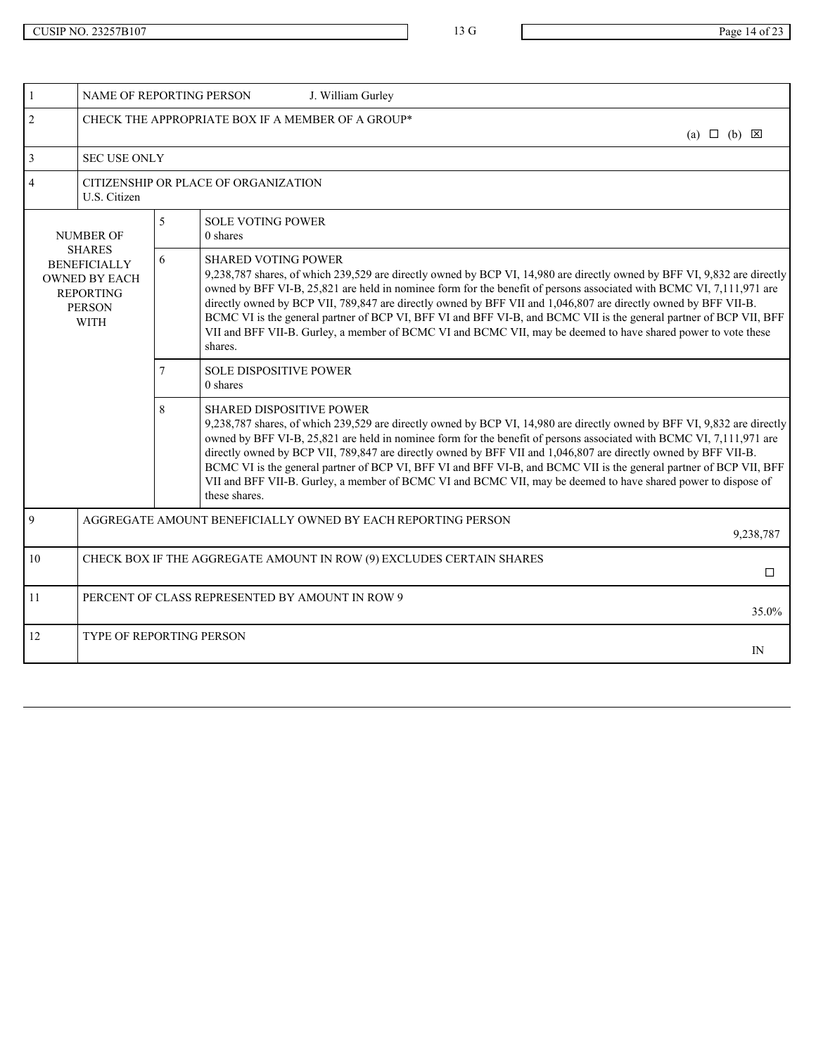| | | | |
|---|---|---|---|
| 1 | NAME OF REPORTING PERSON J. William Gurley | | |
| 2 | CHECK THE APPROPRIATE BOX IF A MEMBER OF A GROUP* (a) ☐ (b) ☒ | | |
| 3 | SEC USE ONLY | | |
| 4 | CITIZENSHIP OR PLACE OF ORGANIZATION<br>U.S. Citizen | | |
| NUMBER OF SHARES BENEFICIALLY OWNED BY EACH REPORTING PERSON WITH | | 5 | SOLE VOTING POWER<br>0 shares |
| | | 6 | SHARED VOTING POWER<br>9,238,787 shares, of which 239,529 are directly owned by BCP VI, 14,980 are directly owned by BFF VI, 9,832 are directly owned by BFF VI-B, 25,821 are held in nominee form for the benefit of persons associated with BCMC VI, 7,111,971 are directly owned by BCP VII, 789,847 are directly owned by BFF VII and 1,046,807 are directly owned by BFF VII-B. BCMC VI is the general partner of BCP VI, BFF VI and BFF VI-B, and BCMC VII is the general partner of BCP VII, BFF VII and BFF VII-B. Gurley, a member of BCMC VI and BCMC VII, may be deemed to have shared power to vote these shares. |
| | | 7 | SOLE DISPOSITIVE POWER<br>0 shares |
| | | 8 | SHARED DISPOSITIVE POWER<br>9,238,787 shares, of which 239,529 are directly owned by BCP VI, 14,980 are directly owned by BFF VI, 9,832 are directly owned by BFF VI-B, 25,821 are held in nominee form for the benefit of persons associated with BCMC VI, 7,111,971 are directly owned by BCP VII, 789,847 are directly owned by BFF VII and 1,046,807 are directly owned by BFF VII-B. BCMC VI is the general partner of BCP VI, BFF VI and BFF VI-B, and BCMC VII is the general partner of BCP VII, BFF VII and BFF VII-B. Gurley, a member of BCMC VI and BCMC VII, may be deemed to have shared power to dispose of these shares. |
| 9 | AGGREGATE AMOUNT BENEFICIALLY OWNED BY EACH REPORTING PERSON<br>9,238,787 | | |
| 10 | CHECK BOX IF THE AGGREGATE AMOUNT IN ROW (9) EXCLUDES CERTAIN SHARES ☐ | | |
| 11 | PERCENT OF CLASS REPRESENTED BY AMOUNT IN ROW 9<br>35.0% | | |
| 12 | TYPE OF REPORTING PERSON<br>IN | | |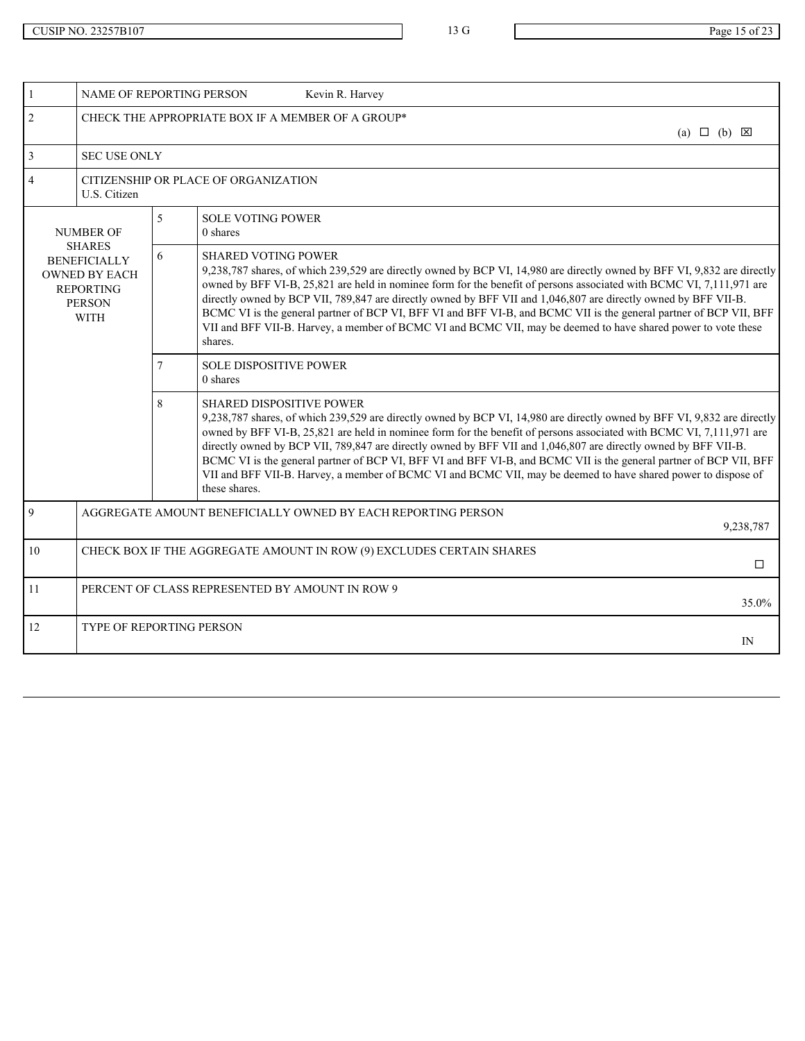CUSIP NO. 23257B107 | 13 G

| 1 | NAME OF REPORTING PERSON Kevin R. Harvey | | |
|---|---|---|---|
| 2 | CHECK THE APPROPRIATE BOX IF A MEMBER OF A GROUP* (a) ☐ (b) ☒ | | |
| 3 | SEC USE ONLY | | |
| 4 | CITIZENSHIP OR PLACE OF ORGANIZATION<br>U.S. Citizen | | |
| NUMBER OF SHARES BENEFICIALLY OWNED BY EACH REPORTING PERSON WITH | | 5 | SOLE VOTING POWER<br>0 shares |
| | | 6 | SHARED VOTING POWER<br>9,238,787 shares, of which 239,529 are directly owned by BCP VI, 14,980 are directly owned by BFF VI, 9,832 are directly owned by BFF VI-B, 25,821 are held in nominee form for the benefit of persons associated with BCMC VI, 7,111,971 are directly owned by BCP VII, 789,847 are directly owned by BFF VII and 1,046,807 are directly owned by BFF VII-B. BCMC VI is the general partner of BCP VI, BFF VI and BFF VI-B, and BCMC VII is the general partner of BCP VII, BFF VII and BFF VII-B. Harvey, a member of BCMC VI and BCMC VII, may be deemed to have shared power to vote these shares. |
| | | 7 | SOLE DISPOSITIVE POWER<br>0 shares |
| | | 8 | SHARED DISPOSITIVE POWER<br>9,238,787 shares, of which 239,529 are directly owned by BCP VI, 14,980 are directly owned by BFF VI, 9,832 are directly owned by BFF VI-B, 25,821 are held in nominee form for the benefit of persons associated with BCMC VI, 7,111,971 are directly owned by BCP VII, 789,847 are directly owned by BFF VII and 1,046,807 are directly owned by BFF VII-B. BCMC VI is the general partner of BCP VI, BFF VI and BFF VI-B, and BCMC VII is the general partner of BCP VII, BFF VII and BFF VII-B. Harvey, a member of BCMC VI and BCMC VII, may be deemed to have shared power to dispose of these shares. |
| 9 | AGGREGATE AMOUNT BENEFICIALLY OWNED BY EACH REPORTING PERSON<br>9,238,787 | | |
| 10 | CHECK BOX IF THE AGGREGATE AMOUNT IN ROW (9) EXCLUDES CERTAIN SHARES ☐ | | |
| 11 | PERCENT OF CLASS REPRESENTED BY AMOUNT IN ROW 9<br>35.0% | | |
| 12 | TYPE OF REPORTING PERSON<br>IN | | |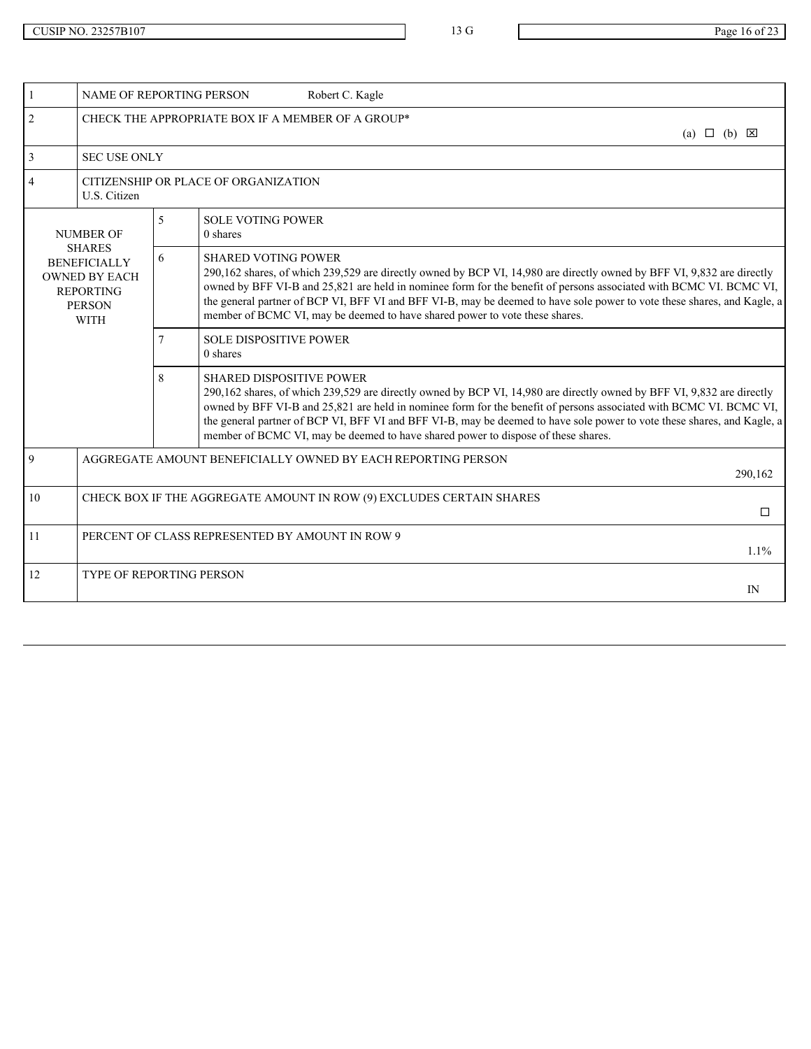CUSIP NO. 23257B107 | 13 G

| | | | |
|---|---|---|---|
| 1 | NAME OF REPORTING PERSON Robert C. Kagle | | |
| 2 | CHECK THE APPROPRIATE BOX IF A MEMBER OF A GROUP* (a) ☐ (b) ☒ | | |
| 3 | SEC USE ONLY | | |
| 4 | CITIZENSHIP OR PLACE OF ORGANIZATION<br>U.S. Citizen | | |
| NUMBER OF SHARES BENEFICIALLY OWNED BY EACH REPORTING PERSON WITH | | 5 | SOLE VOTING POWER<br>0 shares |
| | | 6 | SHARED VOTING POWER<br>290,162 shares, of which 239,529 are directly owned by BCP VI, 14,980 are directly owned by BFF VI, 9,832 are directly owned by BFF VI-B and 25,821 are held in nominee form for the benefit of persons associated with BCMC VI. BCMC VI, the general partner of BCP VI, BFF VI and BFF VI-B, may be deemed to have sole power to vote these shares, and Kagle, a member of BCMC VI, may be deemed to have shared power to vote these shares. |
| | | 7 | SOLE DISPOSITIVE POWER<br>0 shares |
| | | 8 | SHARED DISPOSITIVE POWER<br>290,162 shares, of which 239,529 are directly owned by BCP VI, 14,980 are directly owned by BFF VI, 9,832 are directly owned by BFF VI-B and 25,821 are held in nominee form for the benefit of persons associated with BCMC VI. BCMC VI, the general partner of BCP VI, BFF VI and BFF VI-B, may be deemed to have sole power to vote these shares, and Kagle, a member of BCMC VI, may be deemed to have shared power to dispose of these shares. |
| 9 | AGGREGATE AMOUNT BENEFICIALLY OWNED BY EACH REPORTING PERSON<br>290,162 | | |
| 10 | CHECK BOX IF THE AGGREGATE AMOUNT IN ROW (9) EXCLUDES CERTAIN SHARES ☐ | | |
| 11 | PERCENT OF CLASS REPRESENTED BY AMOUNT IN ROW 9<br>1.1% | | |
| 12 | TYPE OF REPORTING PERSON<br>IN | | |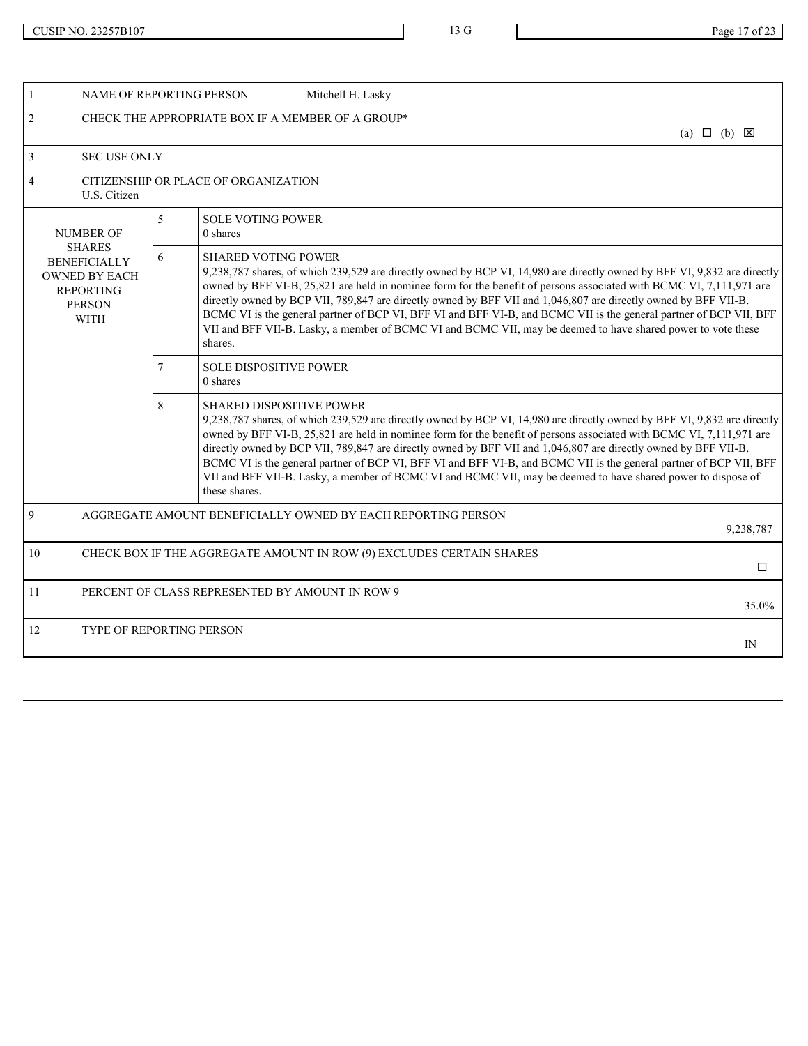| | | | |
|---|---|---|---|
| 1 | NAME OF REPORTING PERSON Mitchell H. Lasky | | |
| 2 | CHECK THE APPROPRIATE BOX IF A MEMBER OF A GROUP* (a) ☐ (b) ☒ | | |
| 3 | SEC USE ONLY | | |
| 4 | CITIZENSHIP OR PLACE OF ORGANIZATION<br>U.S. Citizen | | |
| NUMBER OF SHARES BENEFICIALLY OWNED BY EACH REPORTING PERSON WITH | | 5 | SOLE VOTING POWER<br>0 shares |
| | | 6 | SHARED VOTING POWER<br>9,238,787 shares, of which 239,529 are directly owned by BCP VI, 14,980 are directly owned by BFF VI, 9,832 are directly owned by BFF VI-B, 25,821 are held in nominee form for the benefit of persons associated with BCMC VI, 7,111,971 are directly owned by BCP VII, 789,847 are directly owned by BFF VII and 1,046,807 are directly owned by BFF VII-B. BCMC VI is the general partner of BCP VI, BFF VI and BFF VI-B, and BCMC VII is the general partner of BCP VII, BFF VII and BFF VII-B. Lasky, a member of BCMC VI and BCMC VII, may be deemed to have shared power to vote these shares. |
| | | 7 | SOLE DISPOSITIVE POWER<br>0 shares |
| | | 8 | SHARED DISPOSITIVE POWER<br>9,238,787 shares, of which 239,529 are directly owned by BCP VI, 14,980 are directly owned by BFF VI, 9,832 are directly owned by BFF VI-B, 25,821 are held in nominee form for the benefit of persons associated with BCMC VI, 7,111,971 are directly owned by BCP VII, 789,847 are directly owned by BFF VII and 1,046,807 are directly owned by BFF VII-B. BCMC VI is the general partner of BCP VI, BFF VI and BFF VI-B, and BCMC VII is the general partner of BCP VII, BFF VII and BFF VII-B. Lasky, a member of BCMC VI and BCMC VII, may be deemed to have shared power to dispose of these shares. |
| 9 | AGGREGATE AMOUNT BENEFICIALLY OWNED BY EACH REPORTING PERSON<br>9,238,787 | | |
| 10 | CHECK BOX IF THE AGGREGATE AMOUNT IN ROW (9) EXCLUDES CERTAIN SHARES ☐ | | |
| 11 | PERCENT OF CLASS REPRESENTED BY AMOUNT IN ROW 9<br>35.0% | | |
| 12 | TYPE OF REPORTING PERSON<br>IN | | |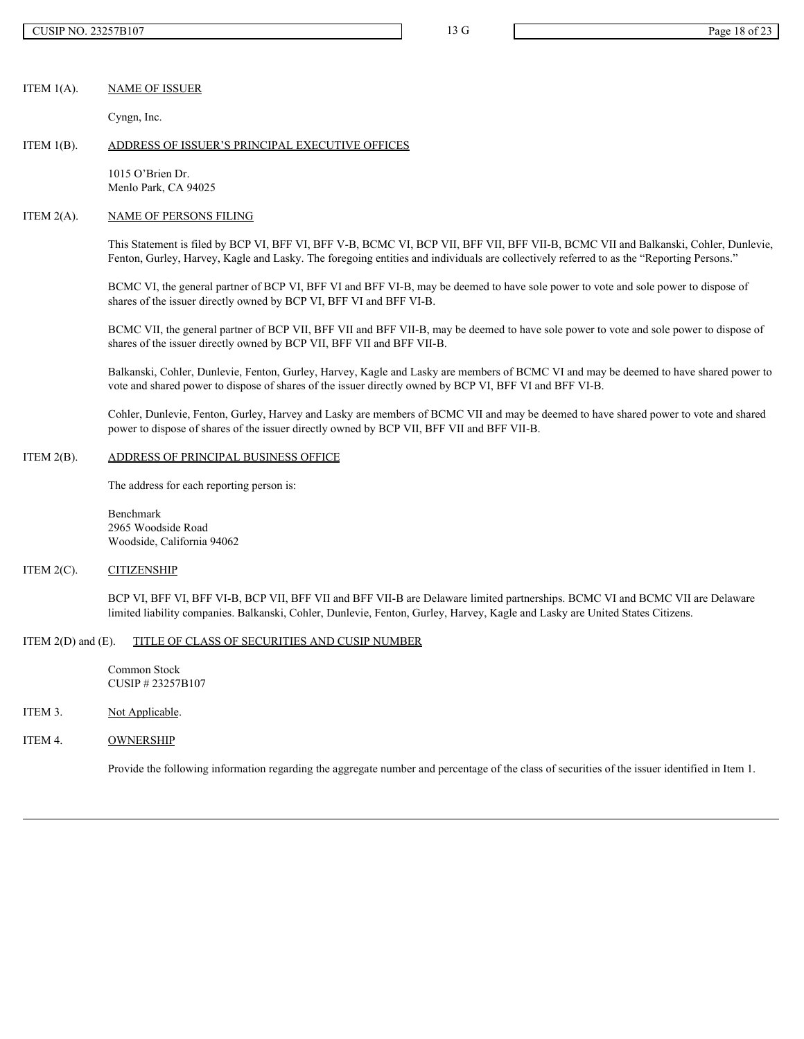ITEM 1(A). NAME OF ISSUER

Cyngn, Inc.

ITEM 1(B). ADDRESS OF ISSUER'S PRINCIPAL EXECUTIVE OFFICES

1015 O'Brien Dr.
Menlo Park, CA 94025

ITEM 2(A). NAME OF PERSONS FILING

This Statement is filed by BCP VI, BFF VI, BFF V-B, BCMC VI, BCP VII, BFF VII, BFF VII-B, BCMC VII and Balkanski, Cohler, Dunlevie, Fenton, Gurley, Harvey, Kagle and Lasky. The foregoing entities and individuals are collectively referred to as the "Reporting Persons."

BCMC VI, the general partner of BCP VI, BFF VI and BFF VI-B, may be deemed to have sole power to vote and sole power to dispose of shares of the issuer directly owned by BCP VI, BFF VI and BFF VI-B.

BCMC VII, the general partner of BCP VII, BFF VII and BFF VII-B, may be deemed to have sole power to vote and sole power to dispose of shares of the issuer directly owned by BCP VII, BFF VII and BFF VII-B.

Balkanski, Cohler, Dunlevie, Fenton, Gurley, Harvey, Kagle and Lasky are members of BCMC VI and may be deemed to have shared power to vote and shared power to dispose of shares of the issuer directly owned by BCP VI, BFF VI and BFF VI-B.

Cohler, Dunlevie, Fenton, Gurley, Harvey and Lasky are members of BCMC VII and may be deemed to have shared power to vote and shared power to dispose of shares of the issuer directly owned by BCP VII, BFF VII and BFF VII-B.

ITEM 2(B). ADDRESS OF PRINCIPAL BUSINESS OFFICE

The address for each reporting person is:

Benchmark
2965 Woodside Road
Woodside, California 94062

ITEM 2(C). CITIZENSHIP

BCP VI, BFF VI, BFF VI-B, BCP VII, BFF VII and BFF VII-B are Delaware limited partnerships. BCMC VI and BCMC VII are Delaware limited liability companies. Balkanski, Cohler, Dunlevie, Fenton, Gurley, Harvey, Kagle and Lasky are United States Citizens.

ITEM 2(D) and (E). TITLE OF CLASS OF SECURITIES AND CUSIP NUMBER

Common Stock
CUSIP # 23257B107

ITEM 3. Not Applicable.

ITEM 4. OWNERSHIP

Provide the following information regarding the aggregate number and percentage of the class of securities of the issuer identified in Item 1.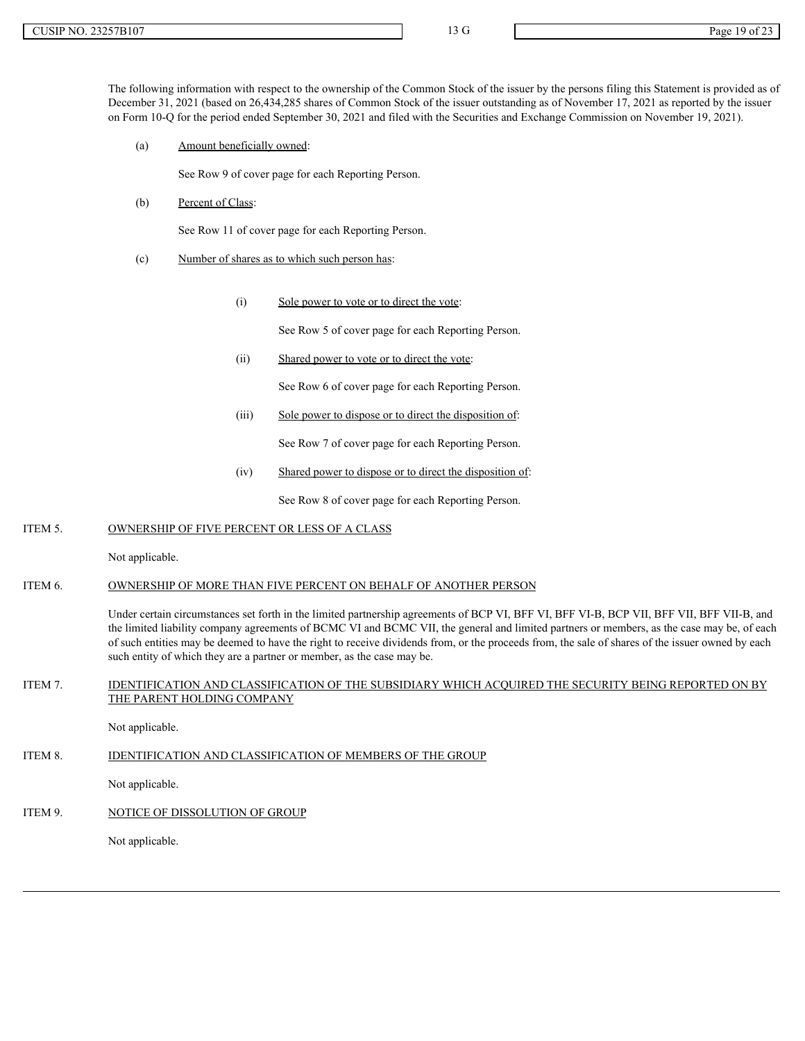The following information with respect to the ownership of the Common Stock of the issuer by the persons filing this Statement is provided as of December 31, 2021 (based on 26,434,285 shares of Common Stock of the issuer outstanding as of November 17, 2021 as reported by the issuer on Form 10-Q for the period ended September 30, 2021 and filed with the Securities and Exchange Commission on November 19, 2021).

(a) Amount beneficially owned:

See Row 9 of cover page for each Reporting Person.

(b) Percent of Class:

See Row 11 of cover page for each Reporting Person.

(c) Number of shares as to which such person has:

(i) Sole power to vote or to direct the vote:

See Row 5 of cover page for each Reporting Person.

(ii) Shared power to vote or to direct the vote:

See Row 6 of cover page for each Reporting Person.

(iii) Sole power to dispose or to direct the disposition of:

See Row 7 of cover page for each Reporting Person.

(iv) Shared power to dispose or to direct the disposition of:

See Row 8 of cover page for each Reporting Person.

## ITEM 5. OWNERSHIP OF FIVE PERCENT OR LESS OF A CLASS

Not applicable.

## ITEM 6. OWNERSHIP OF MORE THAN FIVE PERCENT ON BEHALF OF ANOTHER PERSON

Under certain circumstances set forth in the limited partnership agreements of BCP VI, BFF VI, BFF VI-B, BCP VII, BFF VII, BFF VII-B, and the limited liability company agreements of BCMC VI and BCMC VII, the general and limited partners or members, as the case may be, of each of such entities may be deemed to have the right to receive dividends from, or the proceeds from, the sale of shares of the issuer owned by each such entity of which they are a partner or member, as the case may be.

## ITEM 7. IDENTIFICATION AND CLASSIFICATION OF THE SUBSIDIARY WHICH ACQUIRED THE SECURITY BEING REPORTED ON BY THE PARENT HOLDING COMPANY

Not applicable.

## ITEM 8. IDENTIFICATION AND CLASSIFICATION OF MEMBERS OF THE GROUP

Not applicable.

## ITEM 9. NOTICE OF DISSOLUTION OF GROUP

Not applicable.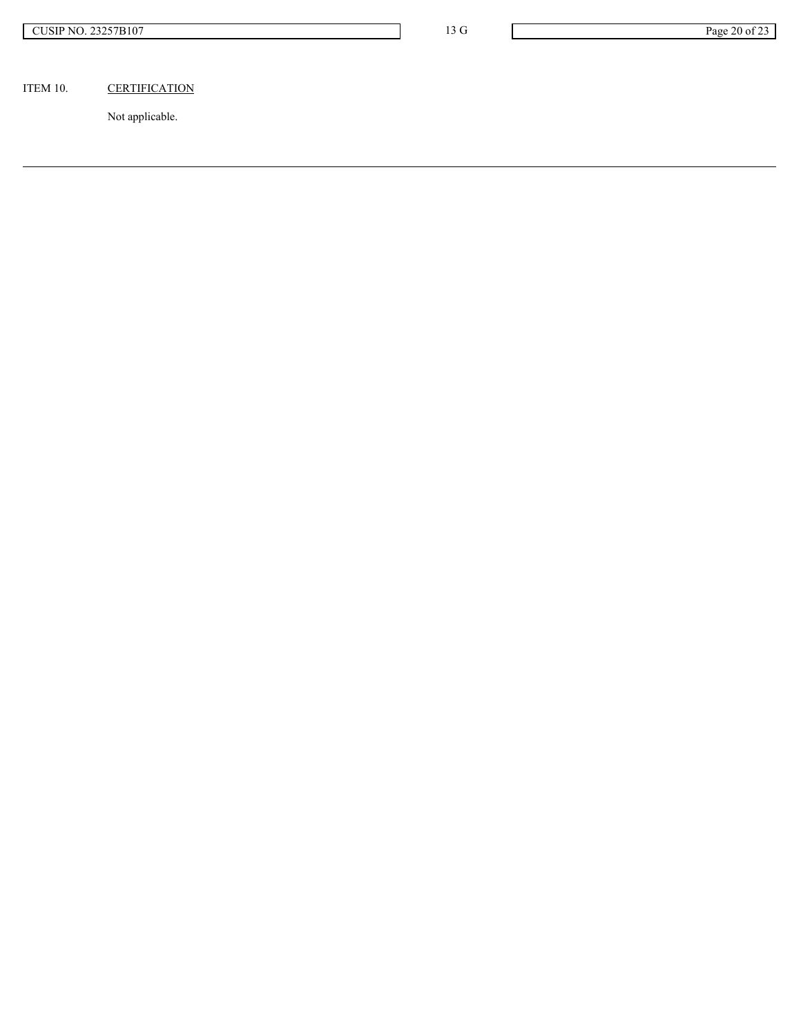ITEM 10. CERTIFICATION

Not applicable.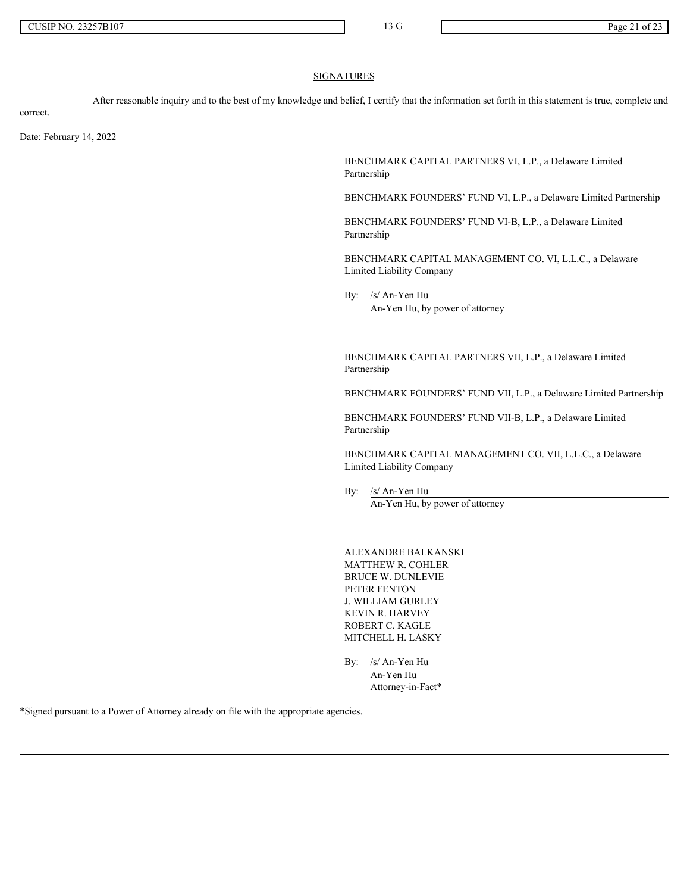## SIGNATURES

After reasonable inquiry and to the best of my knowledge and belief, I certify that the information set forth in this statement is true, complete and correct.

Date: February 14, 2022

BENCHMARK CAPITAL PARTNERS VI, L.P., a Delaware Limited Partnership

BENCHMARK FOUNDERS' FUND VI, L.P., a Delaware Limited Partnership

BENCHMARK FOUNDERS' FUND VI-B, L.P., a Delaware Limited Partnership

BENCHMARK CAPITAL MANAGEMENT CO. VI, L.L.C., a Delaware Limited Liability Company

By: /s/ An-Yen Hu
An-Yen Hu, by power of attorney

BENCHMARK CAPITAL PARTNERS VII, L.P., a Delaware Limited Partnership

BENCHMARK FOUNDERS' FUND VII, L.P., a Delaware Limited Partnership

BENCHMARK FOUNDERS' FUND VII-B, L.P., a Delaware Limited Partnership

BENCHMARK CAPITAL MANAGEMENT CO. VII, L.L.C., a Delaware Limited Liability Company

By: /s/ An-Yen Hu
An-Yen Hu, by power of attorney

ALEXANDRE BALKANSKI
MATTHEW R. COHLER
BRUCE W. DUNLEVIE
PETER FENTON
J. WILLIAM GURLEY
KEVIN R. HARVEY
ROBERT C. KAGLE
MITCHELL H. LASKY

By: /s/ An-Yen Hu
An-Yen Hu
Attorney-in-Fact*

*Signed pursuant to a Power of Attorney already on file with the appropriate agencies.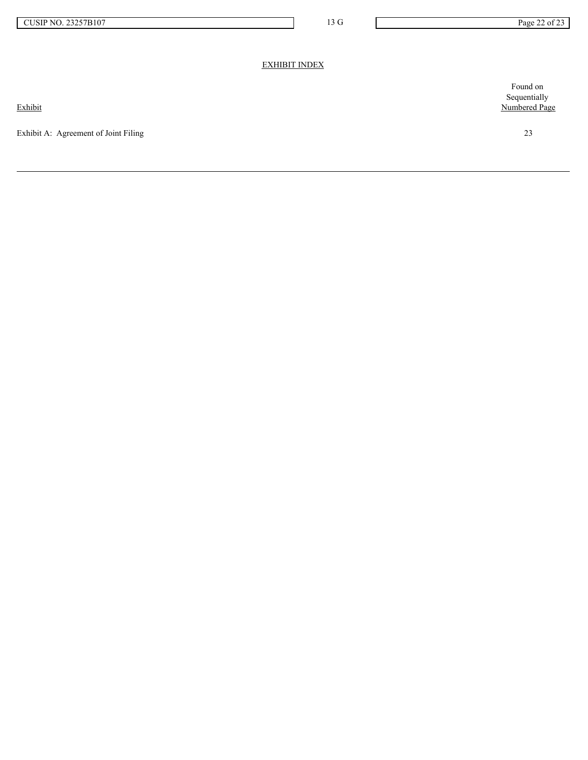EXHIBIT INDEX

| Exhibit | Found on Sequentially Numbered Page |
| --- | --- |
| Exhibit A: Agreement of Joint Filing | 23 |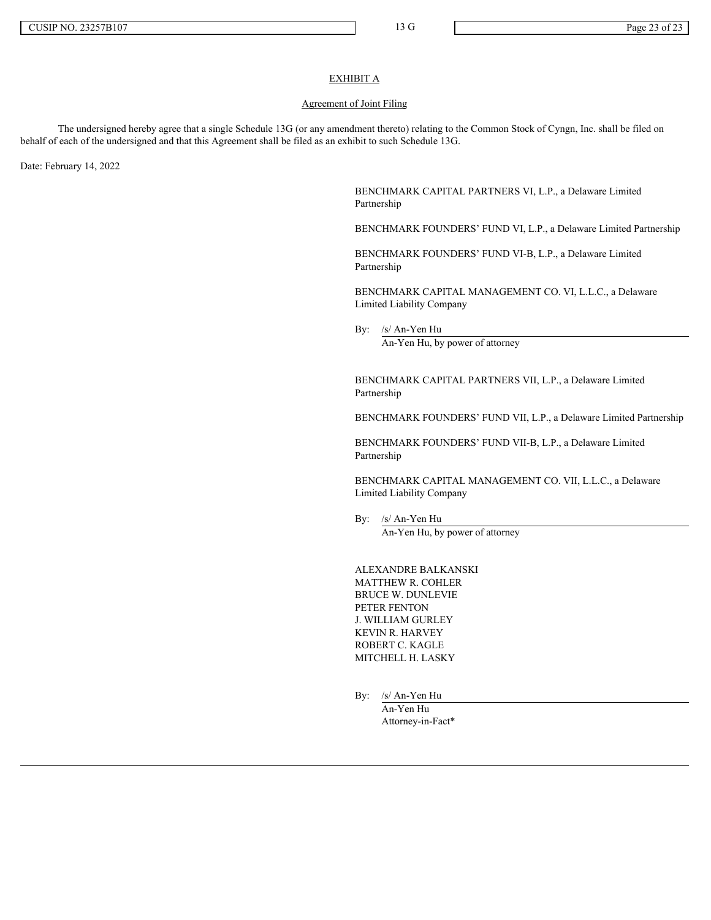EXHIBIT A

Agreement of Joint Filing

The undersigned hereby agree that a single Schedule 13G (or any amendment thereto) relating to the Common Stock of Cyngn, Inc. shall be filed on behalf of each of the undersigned and that this Agreement shall be filed as an exhibit to such Schedule 13G.

Date: February 14, 2022

BENCHMARK CAPITAL PARTNERS VI, L.P., a Delaware Limited Partnership

BENCHMARK FOUNDERS' FUND VI, L.P., a Delaware Limited Partnership

BENCHMARK FOUNDERS' FUND VI-B, L.P., a Delaware Limited Partnership

BENCHMARK CAPITAL MANAGEMENT CO. VI, L.L.C., a Delaware Limited Liability Company

By: /s/ An-Yen Hu
An-Yen Hu, by power of attorney

BENCHMARK CAPITAL PARTNERS VII, L.P., a Delaware Limited Partnership

BENCHMARK FOUNDERS' FUND VII, L.P., a Delaware Limited Partnership

BENCHMARK FOUNDERS' FUND VII-B, L.P., a Delaware Limited Partnership

BENCHMARK CAPITAL MANAGEMENT CO. VII, L.L.C., a Delaware Limited Liability Company

By: /s/ An-Yen Hu
An-Yen Hu, by power of attorney

ALEXANDRE BALKANSKI
MATTHEW R. COHLER
BRUCE W. DUNLEVIE
PETER FENTON
J. WILLIAM GURLEY
KEVIN R. HARVEY
ROBERT C. KAGLE
MITCHELL H. LASKY

By: /s/ An-Yen Hu
An-Yen Hu
Attorney-in-Fact*